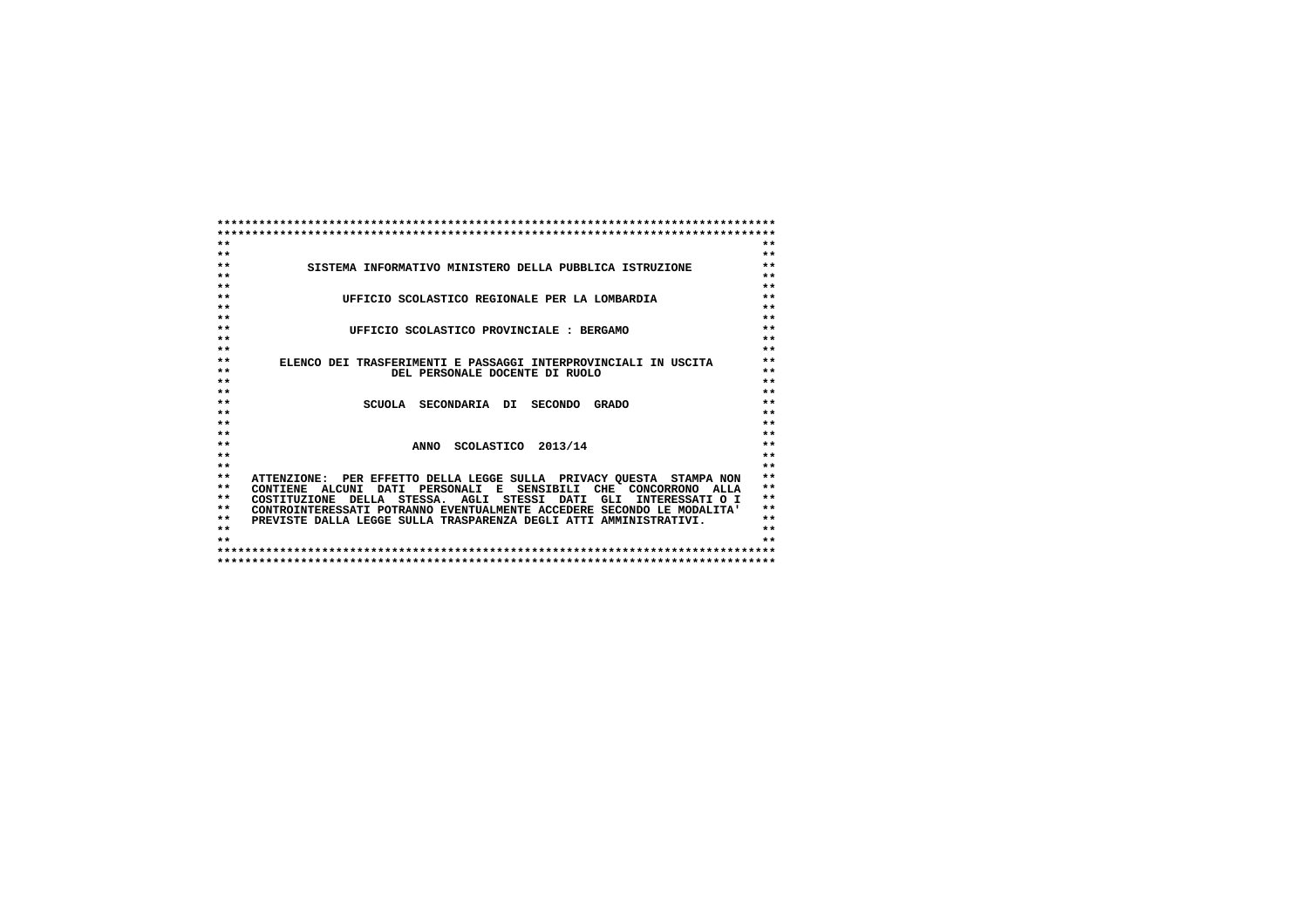SISTEMA INFORMATIVO MINISTERO DELLA PUBBLICA ISTRUZIONE

UFFICIO SCOLASTICO REGIONALE PER LA LOMBARDIA

UFFICIO SCOLASTICO PROVINCIALE : BERGAMO

ELENCO DEI TRASFERIMENTI E PASSAGGI INTERPROVINCIALI IN USCITA
DEL PERSONALE DOCENTE DI RUOLO

SCUOLA SECONDARIA DI SECONDO GRADO

ANNO SCOLASTICO 2013/14

ATTENZIONE: PER EFFETTO DELLA LEGGE SULLA PRIVACY QUESTA STAMPA NON CONTIENE ALCUNI DATI PERSONALI E SENSIBILI CHE CONCORRONO ALLA COSTITUZIONE DELLA STESSA. AGLI STESSI DATI GLI INTERESSATI O I CONTROINTERESSATI POTRANNO EVENTUALMENTE ACCEDERE SECONDO LE MODALITA' PREVISTE DALLA LEGGE SULLA TRASPARENZA DEGLI ATTI AMMINISTRATIVI.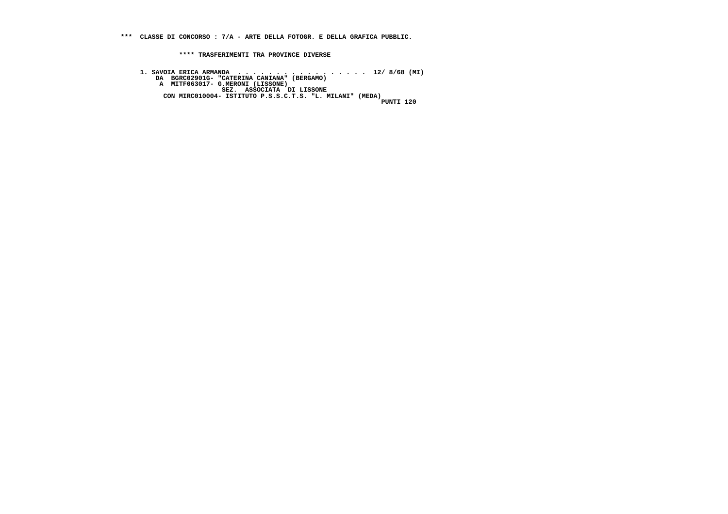**\*\*\* CLASSE DI CONCORSO : 7/A - ARTE DELLA FOTOGR. E DELLA GRAFICA PUBBLIC.**

**\*\*\*\* TRASFERIMENTI TRA PROVINCE DIVERSE**

```
1. SAVOIA ERICA ARMANDA  . . . . . . . . . . . . . . . . . .  12/ 8/68 (MI)
    DA  BGRC02901G- "CATERINA CANIANA" (BERGAMO)
     A  MITF063017- G.MERONI (LISSONE)
                     SEZ.  ASSOCIATA  DI LISSONE
      CON MIRC010004- ISTITUTO P.S.S.C.T.S. "L. MILANI" (MEDA)
                                                             PUNTI 120
```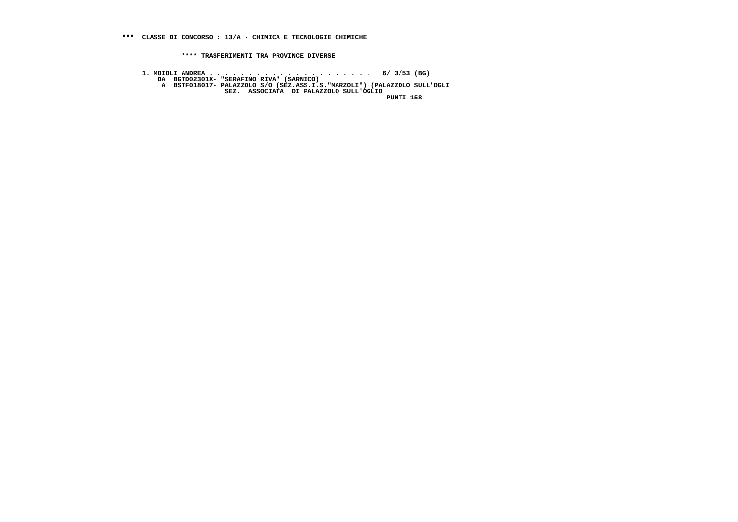**\*\*\* CLASSE DI CONCORSO : 13/A - CHIMICA E TECNOLOGIE CHIMICHE**

**\*\*\*\* TRASFERIMENTI TRA PROVINCE DIVERSE**

```
1. MOIOLI ANDREA . . . . . . . . . . . . . . . . . . . . . .  6/ 3/53 (BG)
    DA  BGTD02301X- "SERAFINO RIVA" (SARNICO)
     A  BSTF018017- PALAZZOLO S/O (SEZ.ASS.I.S."MARZOLI") (PALAZZOLO SULL'OGLI
                     SEZ.  ASSOCIATA  DI PALAZZOLO SULL'OGLIO
                                                                 PUNTI 158
```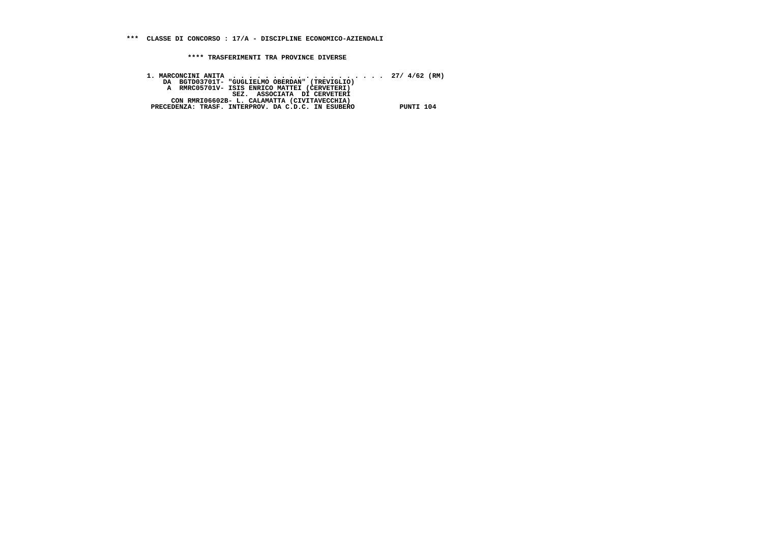**\*\*\* CLASSE DI CONCORSO : 17/A - DISCIPLINE ECONOMICO-AZIENDALI**

**\*\*\*\* TRASFERIMENTI TRA PROVINCE DIVERSE**

```
1. MARCONCINI ANITA  . . . . . . . . . . . . . . . . . . . .  27/ 4/62 (RM)
    DA  BGTD03701T- "GUGLIELMO OBERDAN" (TREVIGLIO)
     A  RMRC05701V- ISIS ENRICO MATTEI (CERVETERI)
                 SEZ.  ASSOCIATA  DI CERVETERI
      CON RMRI06602B- L. CALAMATTA (CIVITAVECCHIA)
 PRECEDENZA: TRASF. INTERPROV. DA C.D.C. IN ESUBERO           PUNTI 104
```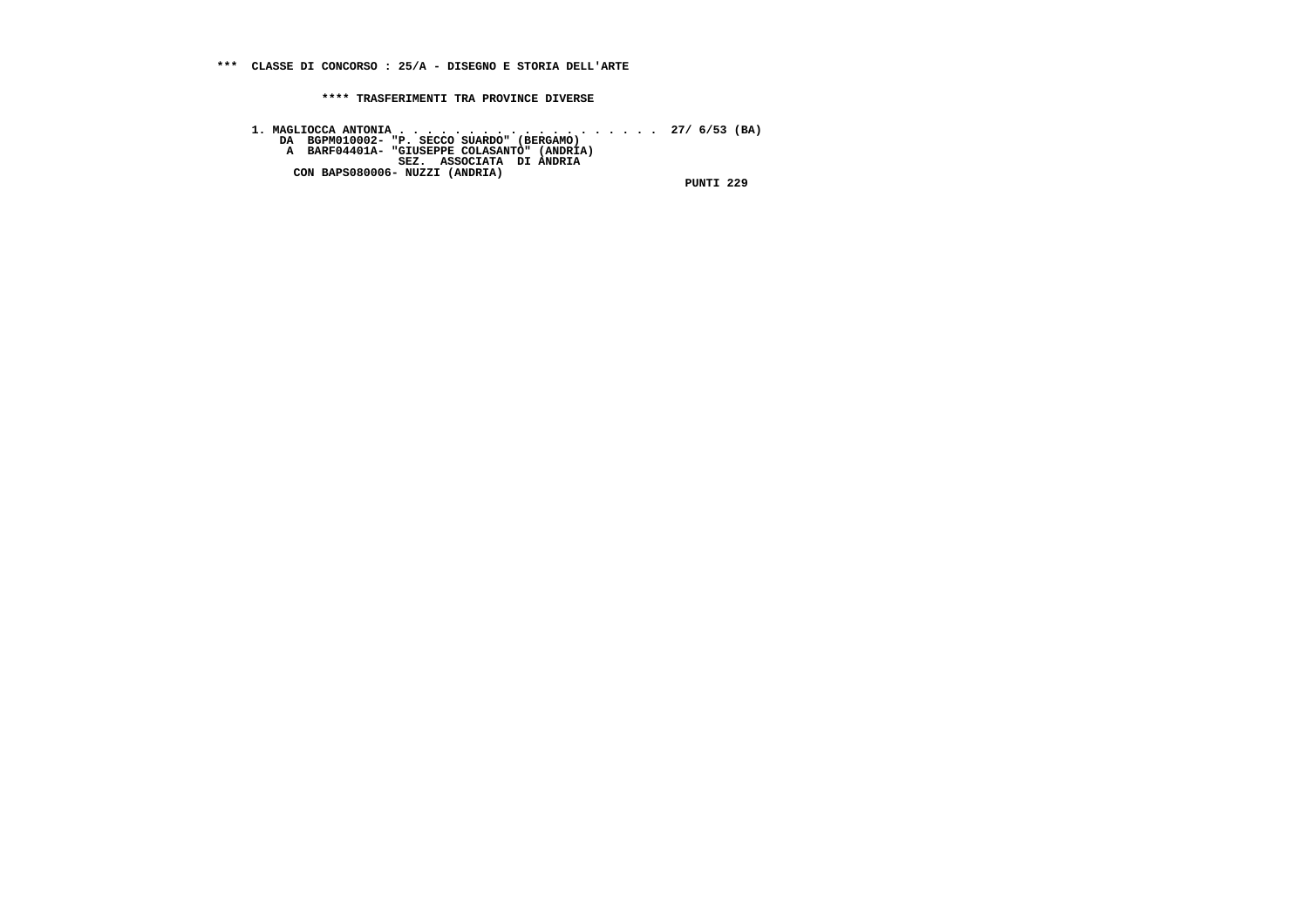**\*\*\* CLASSE DI CONCORSO : 25/A - DISEGNO E STORIA DELL'ARTE**

**\*\*\*\* TRASFERIMENTI TRA PROVINCE DIVERSE**

```
1. MAGLIOCCA ANTONIA . . . . . . . . . . . . . . . . . . . .  27/ 6/53 (BA)
    DA  BGPM010002- "P. SECCO SUARDO" (BERGAMO)
     A  BARF04401A- "GIUSEPPE COLASANTO" (ANDRIA)
                   SEZ.  ASSOCIATA  DI ANDRIA
      CON BAPS080006- NUZZI (ANDRIA)
                                                                  PUNTI 229
```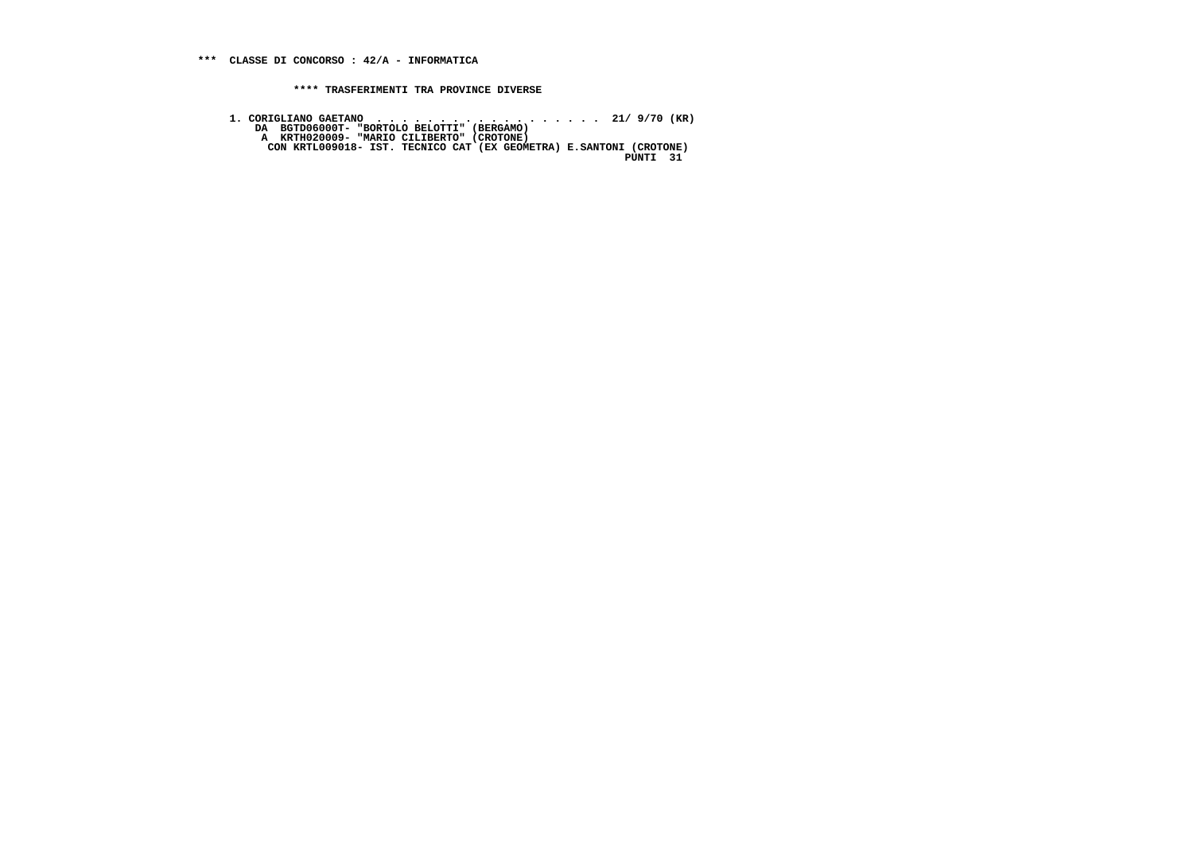**\*\*\* CLASSE DI CONCORSO : 42/A - INFORMATICA**

**\*\*\*\* TRASFERIMENTI TRA PROVINCE DIVERSE**

```
1. CORIGLIANO GAETANO  . . . . . . . . . . . . . . . . . .  21/ 9/70 (KR)
    DA  BGTD06000T- "BORTOLO BELOTTI" (BERGAMO)
     A  KRTH020009- "MARIO CILIBERTO" (CROTONE)
      CON KRTL009018- IST. TECNICO CAT (EX GEOMETRA) E.SANTONI (CROTONE)
                                                            PUNTI  31
```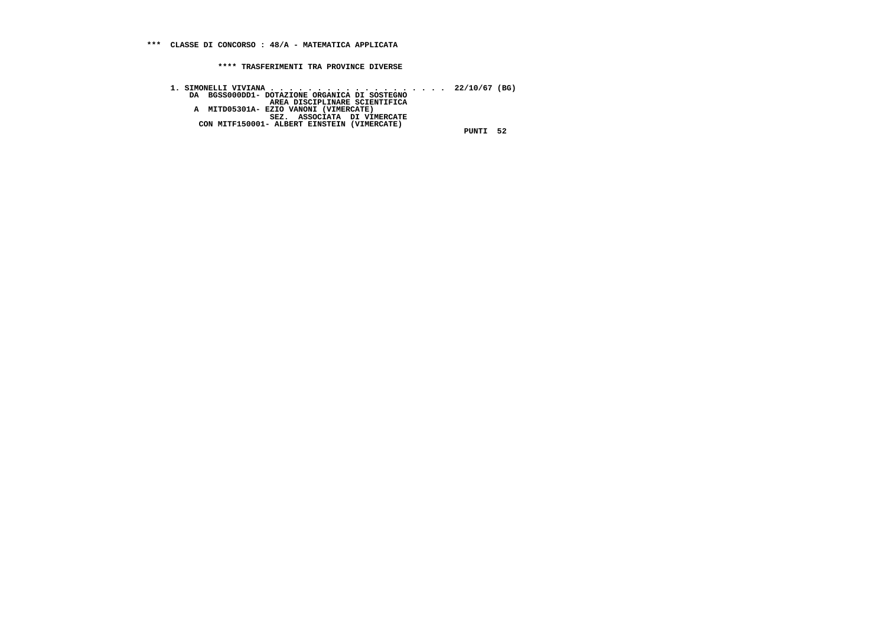**\*\*\* CLASSE DI CONCORSO : 48/A - MATEMATICA APPLICATA**

**\*\*\*\* TRASFERIMENTI TRA PROVINCE DIVERSE**

**1. SIMONELLI VIVIANA . . . . . . . . . . . . . . . . . . . . 22/10/67 (BG)**
**DA BGSS000DD1- DOTAZIONE ORGANICA DI SOSTEGNO**
**AREA DISCIPLINARE SCIENTIFICA**
**A MITD05301A- EZIO VANONI (VIMERCATE)**
**SEZ. ASSOCIATA DI VIMERCATE**
**CON MITF150001- ALBERT EINSTEIN (VIMERCATE)**
**PUNTI 52**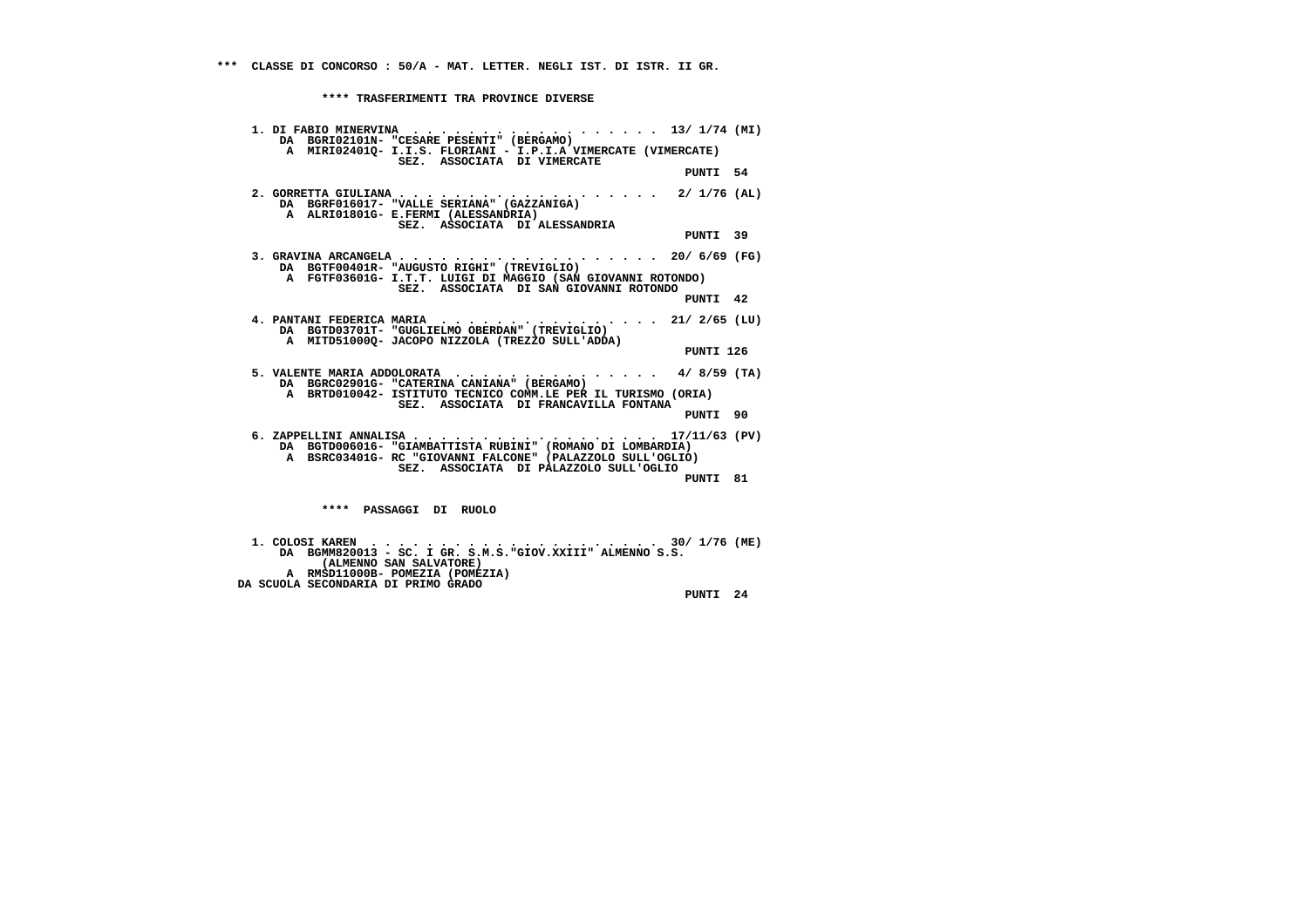*** CLASSE DI CONCORSO : 50/A - MAT. LETTER. NEGLI IST. DI ISTR. II GR.

**** TRASFERIMENTI TRA PROVINCE DIVERSE

1. DI FABIO MINERVINA . . . . . . . . . . . . . . . . . . . 13/ 1/74 (MI)
   DA BGRI02101N- "CESARE PESENTI" (BERGAMO)
   A MIRI02401Q- I.I.S. FLORIANI - I.P.I.A VIMERCATE (VIMERCATE)
   SEZ. ASSOCIATA DI VIMERCATE
   PUNTI 54

2. GORRETTA GIULIANA . . . . . . . . . . . . . . . . . . . 2/ 1/76 (AL)
   DA BGRF016017- "VALLE SERIANA" (GAZZANIGA)
   A ALRI01801G- E.FERMI (ALESSANDRIA)
   SEZ. ASSOCIATA DI ALESSANDRIA
   PUNTI 39

3. GRAVINA ARCANGELA . . . . . . . . . . . . . . . . . . . 20/ 6/69 (FG)
   DA BGTF00401R- "AUGUSTO RIGHI" (TREVIGLIO)
   A FGTF03601G- I.T.T. LUIGI DI MAGGIO (SAN GIOVANNI ROTONDO)
   SEZ. ASSOCIATA DI SAN GIOVANNI ROTONDO
   PUNTI 42

4. PANTANI FEDERICA MARIA . . . . . . . . . . . . . . . . 21/ 2/65 (LU)
   DA BGTD03701T- "GUGLIELMO OBERDAN" (TREVIGLIO)
   A MITD51000Q- JACOPO NIZZOLA (TREZZO SULL'ADDA)
   PUNTI 126

5. VALENTE MARIA ADDOLORATA . . . . . . . . . . . . . . . 4/ 8/59 (TA)
   DA BGRC02901G- "CATERINA CANIANA" (BERGAMO)
   A BRTD010042- ISTITUTO TECNICO COMM.LE PER IL TURISMO (ORIA)
   SEZ. ASSOCIATA DI FRANCAVILLA FONTANA
   PUNTI 90

6. ZAPPELLINI ANNALISA . . . . . . . . . . . . . . . . . . 17/11/63 (PV)
   DA BGTD006016- "GIAMBATTISTA RUBINI" (ROMANO DI LOMBARDIA)
   A BSRC03401G- RC "GIOVANNI FALCONE" (PALAZZOLO SULL'OGLIO)
   SEZ. ASSOCIATA DI PALAZZOLO SULL'OGLIO
   PUNTI 81

**** PASSAGGI DI RUOLO

1. COLOSI KAREN . . . . . . . . . . . . . . . . . . . . . . 30/ 1/76 (ME)
   DA BGMM820013 - SC. I GR. S.M.S."GIOV.XXIII" ALMENNO S.S.
   (ALMENNO SAN SALVATORE)
   A RMSD11000B- POMEZIA (POMEZIA)
   DA SCUOLA SECONDARIA DI PRIMO GRADO
   PUNTI 24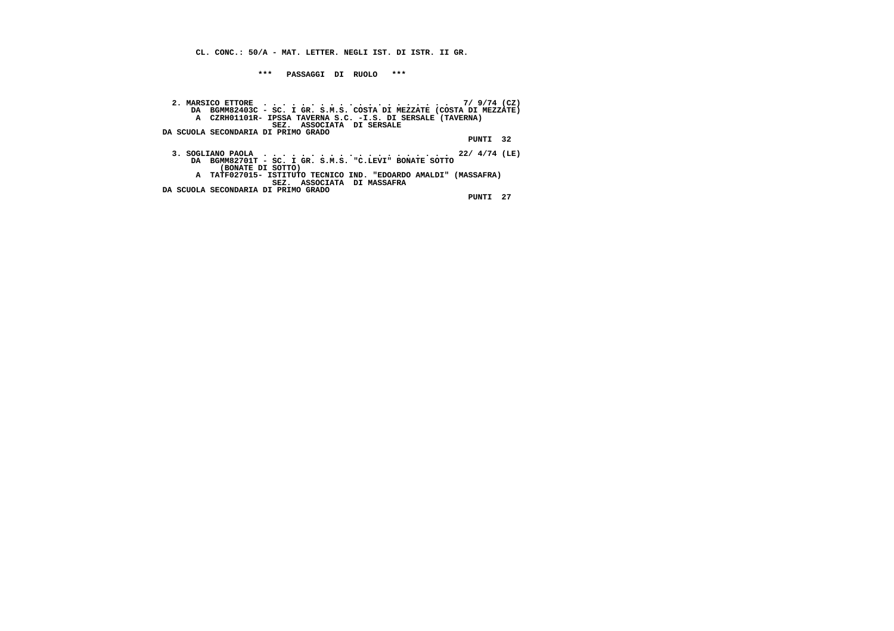**CL. CONC.: 50/A - MAT. LETTER. NEGLI IST. DI ISTR. II GR.**

**\*\*\* PASSAGGI DI RUOLO \*\*\***

**2. MARSICO ETTORE . . . . . . . . . . . . . . . . . . . 7/ 9/74 (CZ)**
**DA BGMM82403C - SC. I GR. S.M.S. COSTA DI MEZZATE (COSTA DI MEZZATE)**
**A CZRH01101R- IPSSA TAVERNA S.C. -I.S. DI SERSALE (TAVERNA)**
**SEZ. ASSOCIATA DI SERSALE**
**DA SCUOLA SECONDARIA DI PRIMO GRADO**
**PUNTI 32**

**3. SOGLIANO PAOLA . . . . . . . . . . . . . . . . . . . 22/ 4/74 (LE)**
**DA BGMM82701T - SC. I GR. S.M.S. "C.LEVI" BONATE SOTTO (BONATE DI SOTTO)**
**A TATF027015- ISTITUTO TECNICO IND. "EDOARDO AMALDI" (MASSAFRA)**
**SEZ. ASSOCIATA DI MASSAFRA**
**DA SCUOLA SECONDARIA DI PRIMO GRADO**
**PUNTI 27**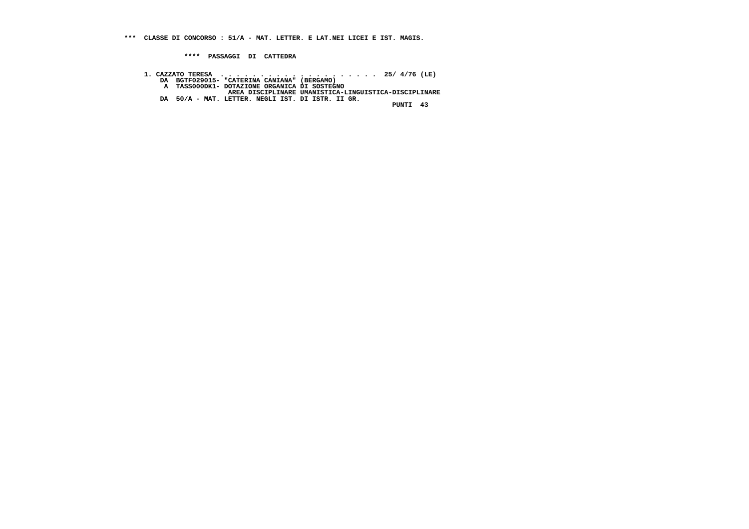**\*\*\* CLASSE DI CONCORSO : 51/A - MAT. LETTER. E LAT.NEI LICEI E IST. MAGIS.**

**\*\*\*\* PASSAGGI DI CATTEDRA**

```
1. CAZZATO TERESA  . . . . . . . . . . . . . . . . . . . . .  25/ 4/76 (LE)
    DA  BGTF029015- "CATERINA CANIANA" (BERGAMO)
     A  TASS000DK1- DOTAZIONE ORGANICA DI SOSTEGNO
                    AREA DISCIPLINARE UMANISTICA-LINGUISTICA-DISCIPLINARE
    DA  50/A - MAT. LETTER. NEGLI IST. DI ISTR. II GR.
                                                            PUNTI  43
```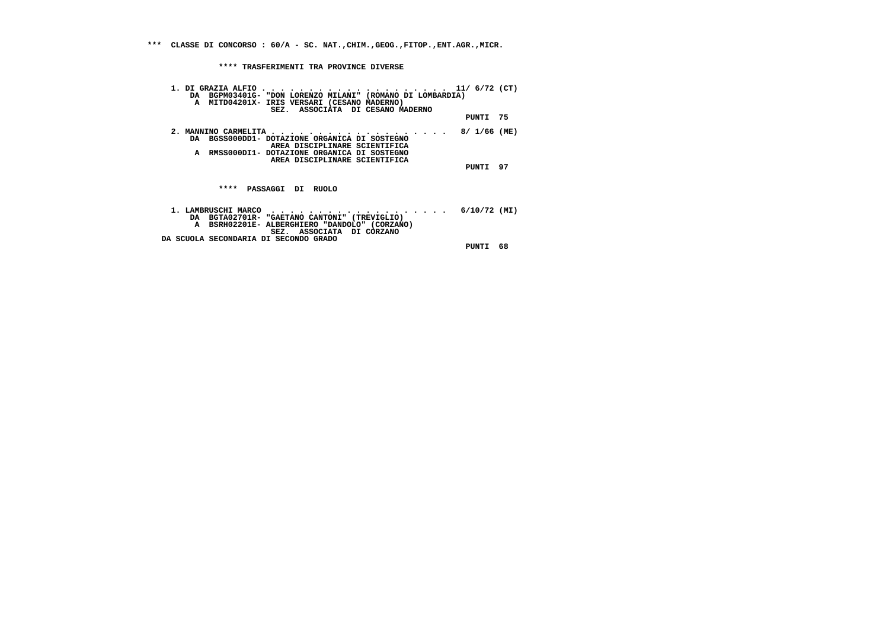**\*\*\* CLASSE DI CONCORSO : 60/A - SC. NAT.,CHIM.,GEOG.,FITOP.,ENT.AGR.,MICR.**

**\*\*\*\* TRASFERIMENTI TRA PROVINCE DIVERSE**

**1. DI GRAZIA ALFIO . . . . . . . . . . . . . . . . . . . . 11/ 6/72 (CT)**
DA BGPM03401G- "DON LORENZO MILANI" (ROMANO DI LOMBARDIA)
A MITD04201X- IRIS VERSARI (CESANO MADERNO)
SEZ. ASSOCIATA DI CESANO MADERNO
PUNTI 75

**2. MANNINO CARMELITA . . . . . . . . . . . . . . . . . . 8/ 1/66 (ME)**
DA BGSS000DD1- DOTAZIONE ORGANICA DI SOSTEGNO
AREA DISCIPLINARE SCIENTIFICA
A RMSS000DI1- DOTAZIONE ORGANICA DI SOSTEGNO
AREA DISCIPLINARE SCIENTIFICA
PUNTI 97

**\*\*\*\* PASSAGGI DI RUOLO**

**1. LAMBRUSCHI MARCO . . . . . . . . . . . . . . . . . . 6/10/72 (MI)**
DA BGTA02701R- "GAETANO CANTONI" (TREVIGLIO)
A BSRH02201E- ALBERGHIERO "DANDOLO" (CORZANO)
SEZ. ASSOCIATA DI CORZANO
DA SCUOLA SECONDARIA DI SECONDO GRADO
PUNTI 68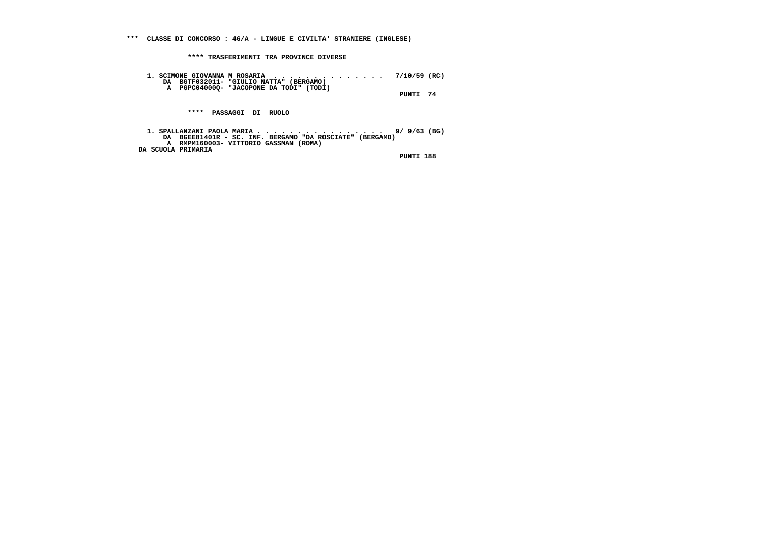**\*\*\*  CLASSE DI CONCORSO : 46/A - LINGUE E CIVILTA' STRANIERE (INGLESE)**

**\*\*\*\* TRASFERIMENTI TRA PROVINCE DIVERSE**

**1. SCIMONE GIOVANNA M ROSARIA . . . . . . . . . . . . . . . 7/10/59 (RC)**
**DA  BGTF032011- "GIULIO NATTA" (BERGAMO)**
**A  PGPC04000Q- "JACOPONE DA TODI" (TODI)**
**PUNTI  74**

**\*\*\*\*  PASSAGGI  DI  RUOLO**

**1. SPALLANZANI PAOLA MARIA . . . . . . . . . . . . . . . . . 9/ 9/63 (BG)**
**DA  BGEE81401R - SC. INF. BERGAMO "DA ROSCIATE" (BERGAMO)**
**A  RMPM160003- VITTORIO GASSMAN (ROMA)**
**DA SCUOLA PRIMARIA**
**PUNTI 188**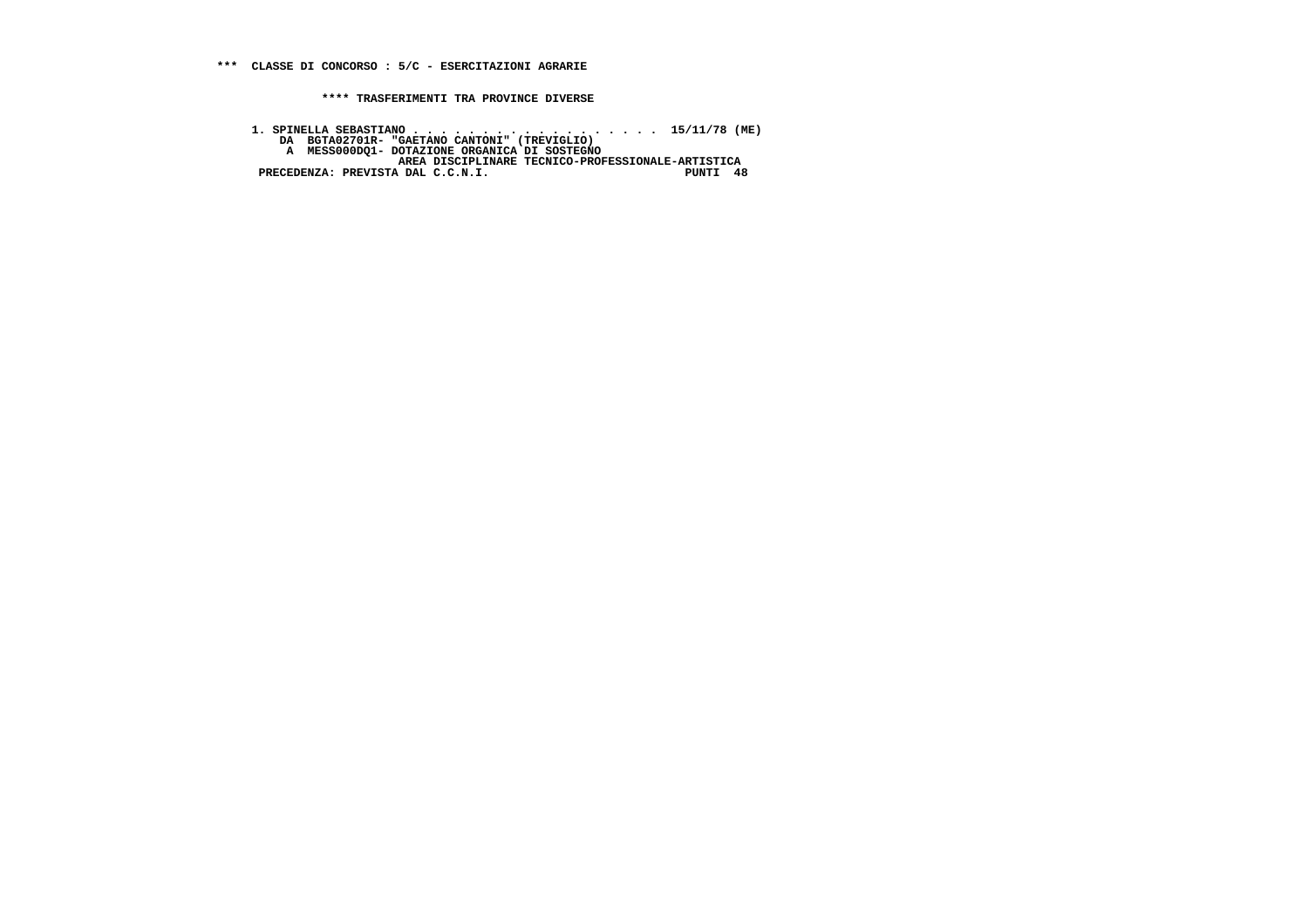**\*\*\* CLASSE DI CONCORSO : 5/C - ESERCITAZIONI AGRARIE**

**\*\*\*\* TRASFERIMENTI TRA PROVINCE DIVERSE**

```
1. SPINELLA SEBASTIANO . . . . . . . . . . . . . . . . . .  15/11/78 (ME)
    DA  BGTA02701R- "GAETANO CANTONI" (TREVIGLIO)
     A  MESS000DQ1- DOTAZIONE ORGANICA DI SOSTEGNO
                    AREA DISCIPLINARE TECNICO-PROFESSIONALE-ARTISTICA
 PRECEDENZA: PREVISTA DAL C.C.N.I.                            PUNTI  48
```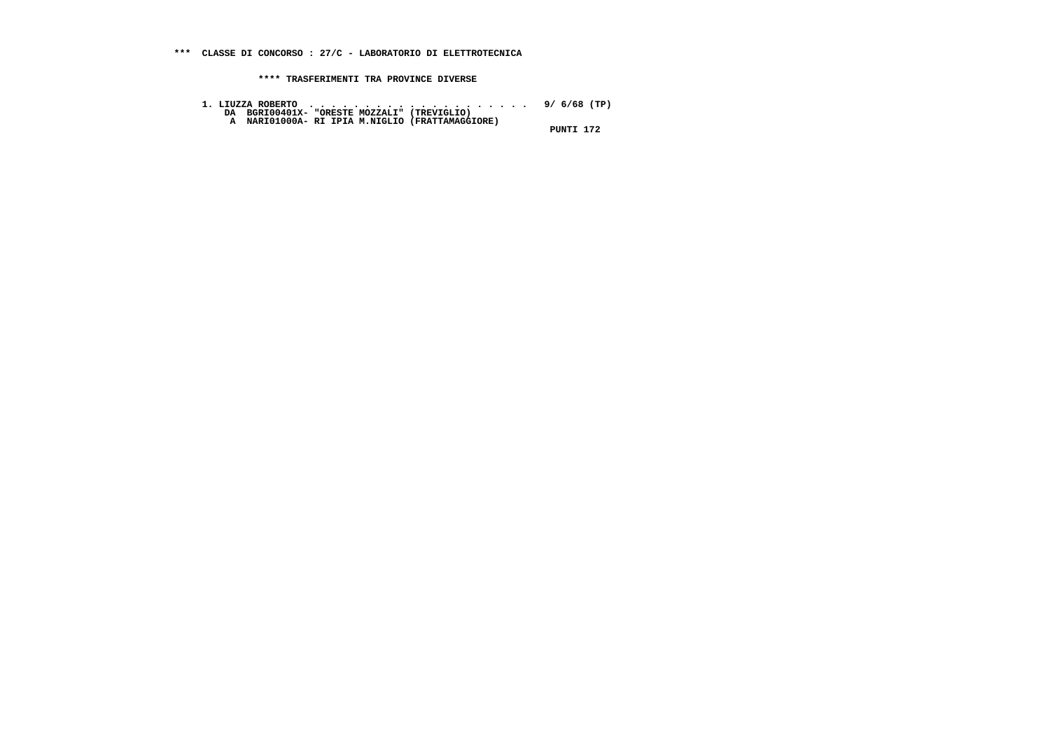**\*\*\* CLASSE DI CONCORSO : 27/C - LABORATORIO DI ELETTROTECNICA**

**\*\*\*\* TRASFERIMENTI TRA PROVINCE DIVERSE**

**1. LIUZZA ROBERTO . . . . . . . . . . . . . . . . . . . . . 9/ 6/68 (TP)**
**DA BGRI00401X- "ORESTE MOZZALI" (TREVIGLIO)**
**A NARI01000A- RI IPIA M.NIGLIO (FRATTAMAGGIORE)**
**PUNTI 172**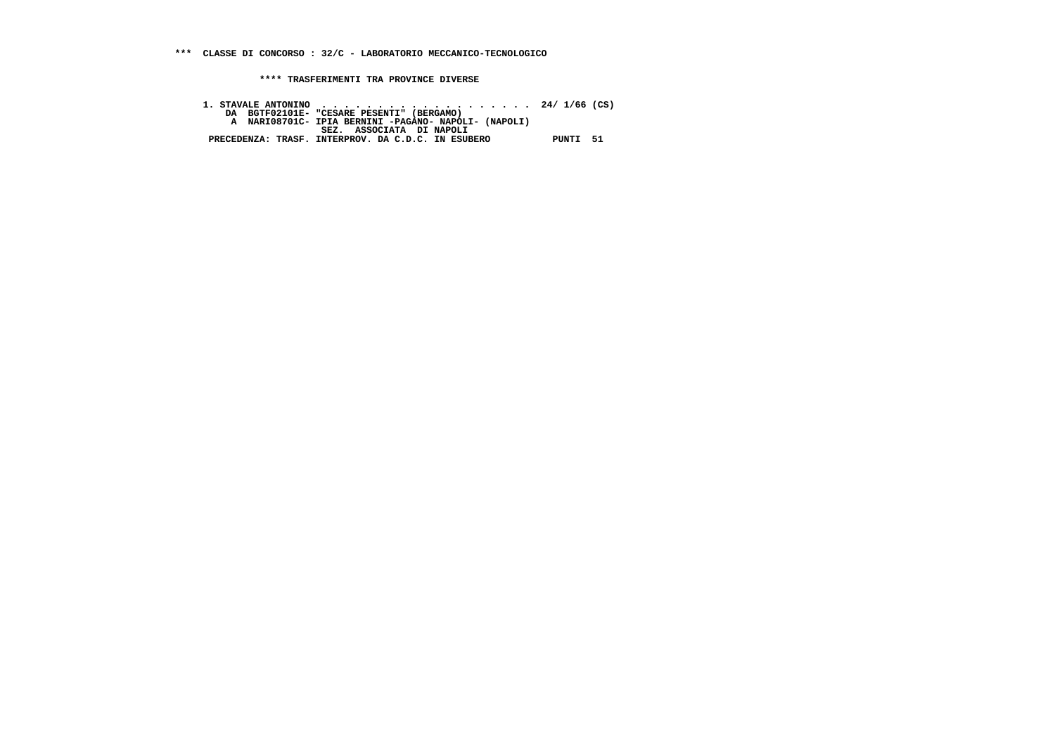*** CLASSE DI CONCORSO : 32/C - LABORATORIO MECCANICO-TECNOLOGICO

**** TRASFERIMENTI TRA PROVINCE DIVERSE

1. STAVALE ANTONINO . . . . . . . . . . . . . . . . . . . . 24/ 1/66 (CS)
   DA BGTF02101E- "CESARE PESENTI" (BERGAMO)
   A NARI08701C- IPIA BERNINI -PAGANO- NAPOLI- (NAPOLI)
   SEZ. ASSOCIATA DI NAPOLI
   PRECEDENZA: TRASF. INTERPROV. DA C.D.C. IN ESUBERO PUNTI 51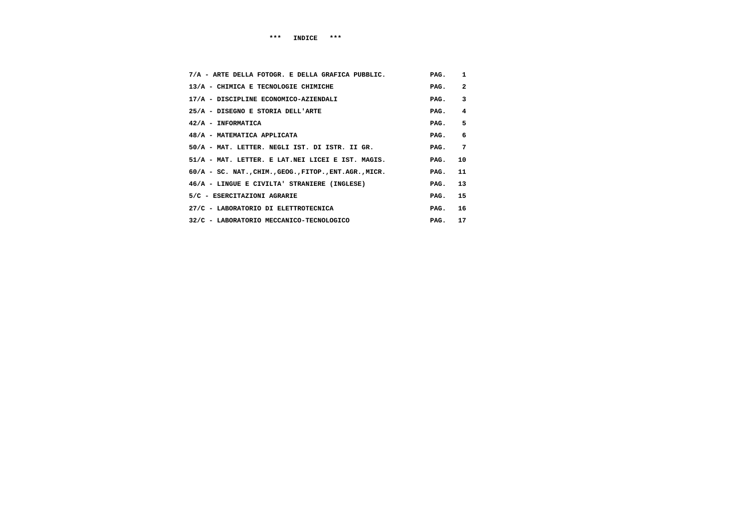# *** INDICE ***

| | | |
|---|---|---|
| 7/A - ARTE DELLA FOTOGR. E DELLA GRAFICA PUBBLIC. | PAG. | 1 |
| 13/A - CHIMICA E TECNOLOGIE CHIMICHE | PAG. | 2 |
| 17/A - DISCIPLINE ECONOMICO-AZIENDALI | PAG. | 3 |
| 25/A - DISEGNO E STORIA DELL'ARTE | PAG. | 4 |
| 42/A - INFORMATICA | PAG. | 5 |
| 48/A - MATEMATICA APPLICATA | PAG. | 6 |
| 50/A - MAT. LETTER. NEGLI IST. DI ISTR. II GR. | PAG. | 7 |
| 51/A - MAT. LETTER. E LAT.NEI LICEI E IST. MAGIS. | PAG. | 10 |
| 60/A - SC. NAT.,CHIM.,GEOG.,FITOP.,ENT.AGR.,MICR. | PAG. | 11 |
| 46/A - LINGUE E CIVILTA' STRANIERE (INGLESE) | PAG. | 13 |
| 5/C - ESERCITAZIONI AGRARIE | PAG. | 15 |
| 27/C - LABORATORIO DI ELETTROTECNICA | PAG. | 16 |
| 32/C - LABORATORIO MECCANICO-TECNOLOGICO | PAG. | 17 |